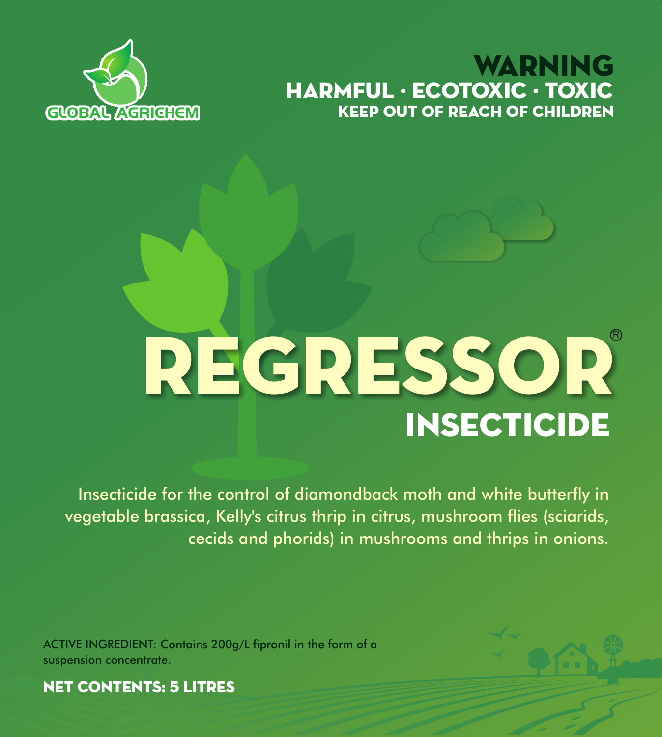GLOBAL AGRICHEM

**WARNING**
**HARMFUL · ECOTOXIC · TOXIC**
**KEEP OUT OF REACH OF CHILDREN**

# REGRESSOR®

## INSECTICIDE

Insecticide for the control of diamondback moth and white butterfly in vegetable brassica, Kelly's citrus thrip in citrus, mushroom flies (sciarids, cecids and phorids) in mushrooms and thrips in onions.

ACTIVE INGREDIENT: Contains 200g/L fipronil in the form of a suspension concentrate.

**NET CONTENTS: 5 LITRES**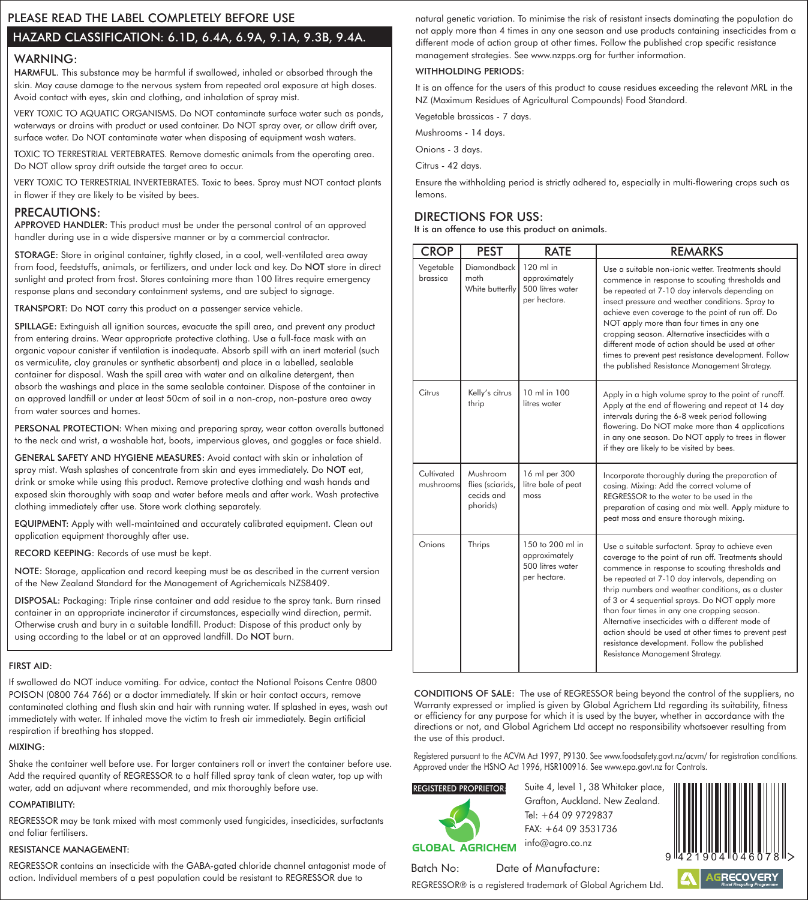PLEASE READ THE LABEL COMPLETELY BEFORE USE

## HAZARD CLASSIFICATION: 6.1D, 6.4A, 6.9A, 9.1A, 9.3B, 9.4A.

## WARNING:

**HARMFUL**. This substance may be harmful if swallowed, inhaled or absorbed through the skin. May cause damage to the nervous system from repeated oral exposure at high doses. Avoid contact with eyes, skin and clothing, and inhalation of spray mist.

VERY TOXIC TO AQUATIC ORGANISMS. Do NOT contaminate surface water such as ponds, waterways or drains with product or used container. Do NOT spray over, or allow drift over, surface water. Do NOT contaminate water when disposing of equipment wash waters.

TOXIC TO TERRESTRIAL VERTEBRATES. Remove domestic animals from the operating area. Do NOT allow spray drift outside the target area to occur.

VERY TOXIC TO TERRESTRIAL INVERTEBRATES. Toxic to bees. Spray must NOT contact plants in flower if they are likely to be visited by bees.

## PRECAUTIONS:

**APPROVED HANDLER**: This product must be under the personal control of an approved handler during use in a wide dispersive manner or by a commercial contractor.

**STORAGE**: Store in original container, tightly closed, in a cool, well-ventilated area away from food, feedstuffs, animals, or fertilizers, and under lock and key. Do **NOT** store in direct sunlight and protect from frost. Stores containing more than 100 litres require emergency response plans and secondary containment systems, and are subject to signage.

**TRANSPORT**: Do **NOT** carry this product on a passenger service vehicle.

**SPILLAGE**: Extinguish all ignition sources, evacuate the spill area, and prevent any product from entering drains. Wear appropriate protective clothing. Use a full-face mask with an organic vapour canister if ventilation is inadequate. Absorb spill with an inert material (such as vermiculite, clay granules or synthetic absorbent) and place in a labelled, sealable container for disposal. Wash the spill area with water and an alkaline detergent, then absorb the washings and place in the same sealable container. Dispose of the container in an approved landfill or under at least 50cm of soil in a non-crop, non-pasture area away from water sources and homes.

**PERSONAL PROTECTION**: When mixing and preparing spray, wear cotton overalls buttoned to the neck and wrist, a washable hat, boots, impervious gloves, and goggles or face shield.

**GENERAL SAFETY AND HYGIENE MEASURES**: Avoid contact with skin or inhalation of spray mist. Wash splashes of concentrate from skin and eyes immediately. Do **NOT** eat, drink or smoke while using this product. Remove protective clothing and wash hands and exposed skin thoroughly with soap and water before meals and after work. Wash protective clothing immediately after use. Store work clothing separately.

**EQUIPMENT**: Apply with well-maintained and accurately calibrated equipment. Clean out application equipment thoroughly after use.

**RECORD KEEPING**: Records of use must be kept.

**NOTE**: Storage, application and record keeping must be as described in the current version of the New Zealand Standard for the Management of Agrichemicals NZS8409.

**DISPOSAL**: Packaging: Triple rinse container and add residue to the spray tank. Burn rinsed container in an appropriate incinerator if circumstances, especially wind direction, permit. Otherwise crush and bury in a suitable landfill. Product: Dispose of this product only by using according to the label or at an approved landfill. Do **NOT** burn.

### FIRST AID:

If swallowed do NOT induce vomiting. For advice, contact the National Poisons Centre 0800 POISON (0800 764 766) or a doctor immediately. If skin or hair contact occurs, remove contaminated clothing and flush skin and hair with running water. If splashed in eyes, wash out immediately with water. If inhaled move the victim to fresh air immediately. Begin artificial respiration if breathing has stopped.

### MIXING:

Shake the container well before use. For larger containers roll or invert the container before use. Add the required quantity of REGRESSOR to a half filled spray tank of clean water, top up with water, add an adjuvant where recommended, and mix thoroughly before use.

### COMPATIBILITY:

REGRESSOR may be tank mixed with most commonly used fungicides, insecticides, surfactants and foliar fertilisers.

### RESISTANCE MANAGEMENT:

REGRESSOR contains an insecticide with the GABA-gated chloride channel antagonist mode of action. Individual members of a pest population could be resistant to REGRESSOR due to natural genetic variation. To minimise the risk of resistant insects dominating the population do not apply more than 4 times in any one season and use products containing insecticides from a different mode of action group at other times. Follow the published crop specific resistance management strategies. See www.nzpps.org for further information.

### WITHHOLDING PERIODS:

It is an offence for the users of this product to cause residues exceeding the relevant MRL in the NZ (Maximum Residues of Agricultural Compounds) Food Standard.

Vegetable brassicas - 7 days.

Mushrooms - 14 days.

Onions - 3 days.

Citrus - 42 days.

Ensure the withholding period is strictly adhered to, especially in multi-flowering crops such as lemons.

## DIRECTIONS FOR USS:

It is an offence to use this product on animals.

| CROP | PEST | RATE | REMARKS |
|---|---|---|---|
| Vegetable brassica | Diamondback moth White butterfly | 120 ml in approximately 500 litres water per hectare. | Use a suitable non-ionic wetter. Treatments should commence in response to scouting thresholds and be repeated at 7-10 day intervals depending on insect pressure and weather conditions. Spray to achieve even coverage to the point of run off. Do NOT apply more than four times in any one cropping season. Alternative insecticides with a different mode of action should be used at other times to prevent pest resistance development. Follow the published Resistance Management Strategy. |
| Citrus | Kelly's citrus thrip | 10 ml in 100 litres water | Apply in a high volume spray to the point of runoff. Apply at the end of flowering and repeat at 14 day intervals during the 6-8 week period following flowering. Do NOT make more than 4 applications in any one season. Do NOT apply to trees in flower if they are likely to be visited by bees. |
| Cultivated mushrooms | Mushroom flies (sciarids, cecids and phorids) | 16 ml per 300 litre bale of peat moss | Incorporate thoroughly during the preparation of casing. Mixing: Add the correct volume of REGRESSOR to the water to be used in the preparation of casing and mix well. Apply mixture to peat moss and ensure thorough mixing. |
| Onions | Thrips | 150 to 200 ml in approximately 500 litres water per hectare. | Use a suitable surfactant. Spray to achieve even coverage to the point of run off. Treatments should commence in response to scouting thresholds and be repeated at 7-10 day intervals, depending on thrip numbers and weather conditions, as a cluster of 3 or 4 sequential sprays. Do NOT apply more than four times in any one cropping season. Alternative insecticides with a different mode of action should be used at other times to prevent pest resistance development. Follow the published Resistance Management Strategy. |

**CONDITIONS OF SALE**: The use of REGRESSOR being beyond the control of the suppliers, no Warranty expressed or implied is given by Global Agrichem Ltd regarding its suitability, fitness or efficiency for any purpose for which it is used by the buyer, whether in accordance with the directions or not, and Global Agrichem Ltd accept no responsibility whatsoever resulting from the use of this product.

Registered pursuant to the ACVM Act 1997, P9130. See www.foodsafety.govt.nz/acvm/ for registration conditions. Approved under the HSNO Act 1996, HSR100916. See www.epa.govt.nz for Controls.

REGISTERED PROPRIETOR:

GLOBAL AGRICHEM

Suite 4, level 1, 38 Whitaker place, Grafton, Auckland. New Zealand.
Tel: +64 09 9729837
FAX: +64 09 3531736
info@agro.co.nz

9 421904 046078

Batch No: Date of Manufacture:

REGRESSOR® is a registered trademark of Global Agrichem Ltd.

AGRECOVERY Rural Recycling Programme